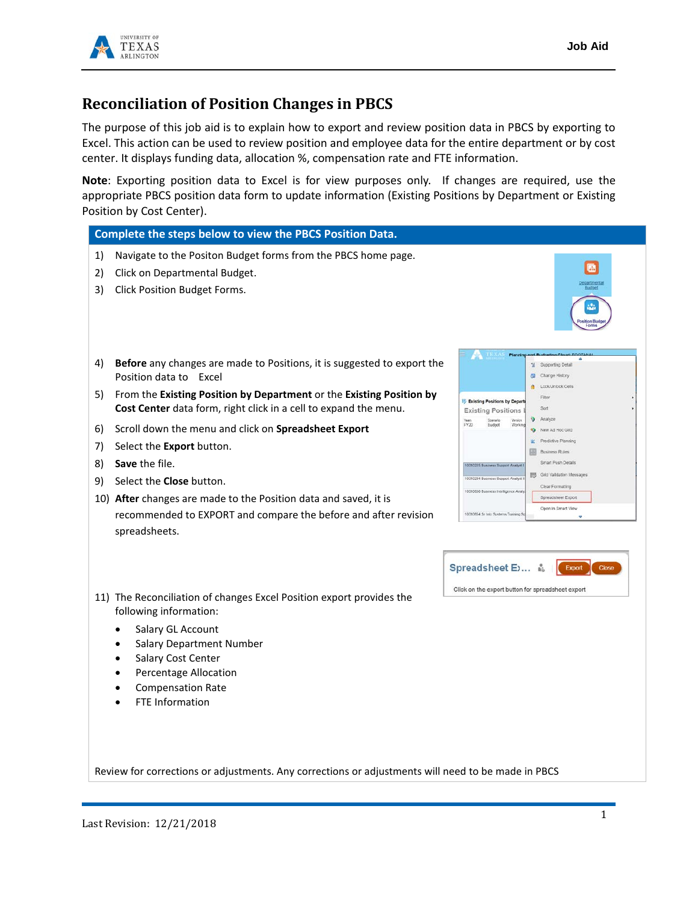# Reconciliation of Position Changes in PBCS

The purpose of this job aid is to explain how to export and review position data in PBCS by exporting to Excel. This action can be used to review position and employee data for the entire department or by cost center. It displays funding data, allocation %, compensation rate and FTE information.

**Note**: Exporting position data to Excel is for view purposes only. If changes are required, use the appropriate PBCS position data form to update information (Existing Positions by Department or Existing Position by Cost Center).

## Complete the steps below to view the PBCS Position Data.

1) Navigate to the Positon Budget forms from the PBCS home page.
2) Click on Departmental Budget.
3) Click Position Budget Forms.
4) **Before** any changes are made to Positions, it is suggested to export the Position data to Excel
5) From the **Existing Position by Department** or the **Existing Position by Cost Center** data form, right click in a cell to expand the menu.
6) Scroll down the menu and click on **Spreadsheet Export**
7) Select the **Export** button.
8) **Save** the file.
9) Select the **Close** button.
10) **After** changes are made to the Position data and saved, it is recommended to EXPORT and compare the before and after revision spreadsheets.
11) The Reconciliation of changes Excel Position export provides the following information:
    - Salary GL Account
    - Salary Department Number
    - Salary Cost Center
    - Percentage Allocation
    - Compensation Rate
    - FTE Information

Review for corrections or adjustments. Any corrections or adjustments will need to be made in PBCS

Last Revision: 12/21/2018